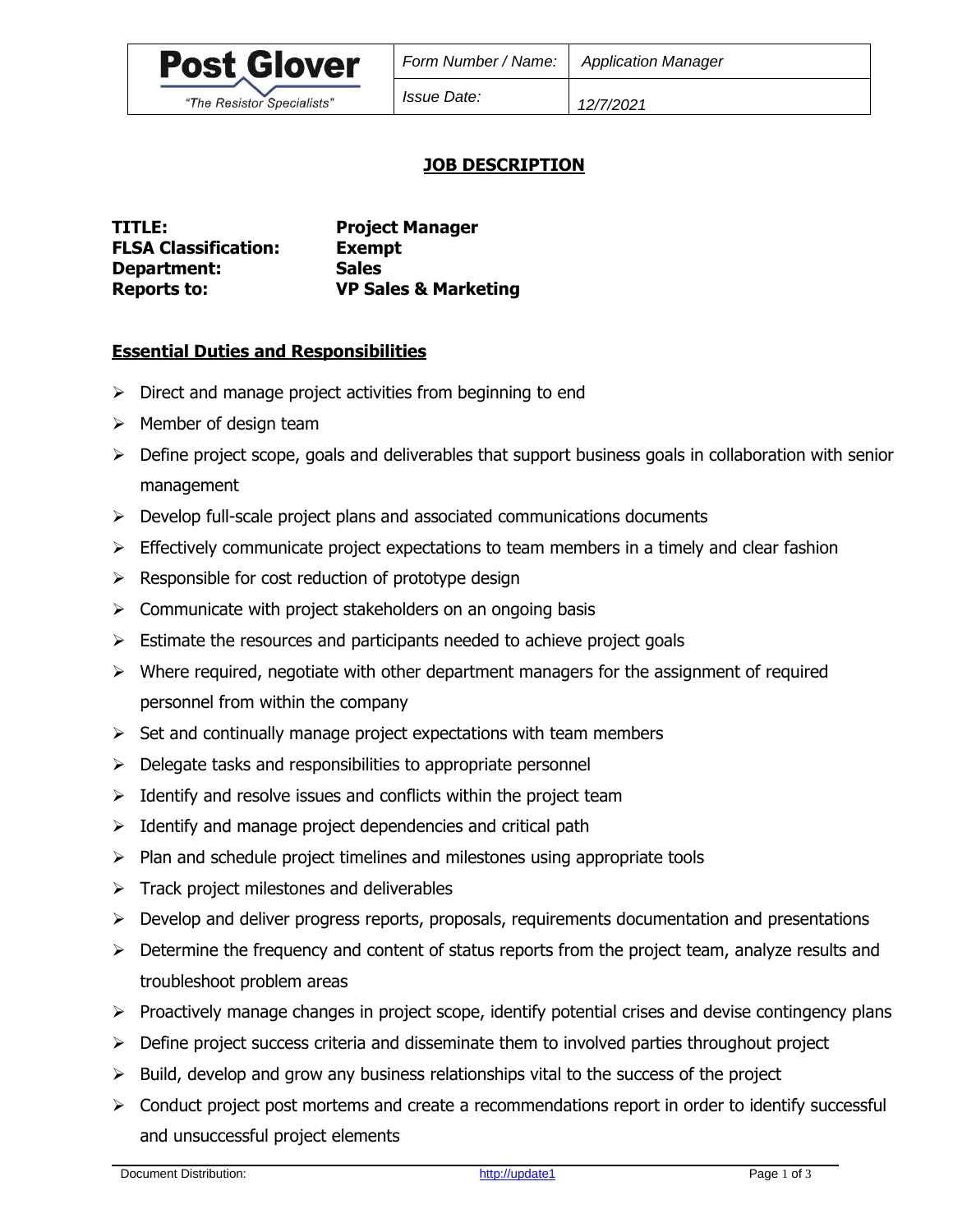| Post Glover "The Resistor Specialists" | Form Number / Name: | Application Manager |
| --- | --- | --- |
| | Issue Date: | 12/7/2021 |

# JOB DESCRIPTION

**TITLE:** **Project Manager**
**FLSA Classification:** **Exempt**
**Department:** **Sales**
**Reports to:** **VP Sales & Marketing**

## Essential Duties and Responsibilities

- Direct and manage project activities from beginning to end
- Member of design team
- Define project scope, goals and deliverables that support business goals in collaboration with senior management
- Develop full-scale project plans and associated communications documents
- Effectively communicate project expectations to team members in a timely and clear fashion
- Responsible for cost reduction of prototype design
- Communicate with project stakeholders on an ongoing basis
- Estimate the resources and participants needed to achieve project goals
- Where required, negotiate with other department managers for the assignment of required personnel from within the company
- Set and continually manage project expectations with team members
- Delegate tasks and responsibilities to appropriate personnel
- Identify and resolve issues and conflicts within the project team
- Identify and manage project dependencies and critical path
- Plan and schedule project timelines and milestones using appropriate tools
- Track project milestones and deliverables
- Develop and deliver progress reports, proposals, requirements documentation and presentations
- Determine the frequency and content of status reports from the project team, analyze results and troubleshoot problem areas
- Proactively manage changes in project scope, identify potential crises and devise contingency plans
- Define project success criteria and disseminate them to involved parties throughout project
- Build, develop and grow any business relationships vital to the success of the project
- Conduct project post mortems and create a recommendations report in order to identify successful and unsuccessful project elements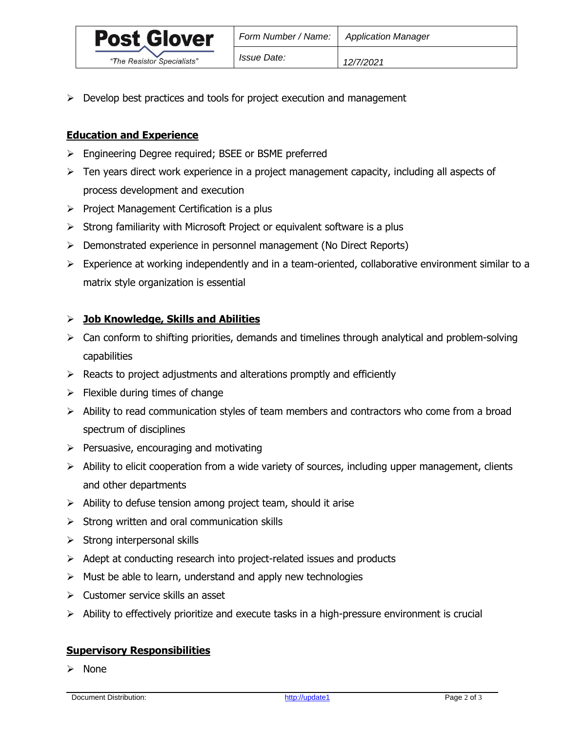- Develop best practices and tools for project execution and management

**Education and Experience**

- Engineering Degree required; BSEE or BSME preferred
- Ten years direct work experience in a project management capacity, including all aspects of process development and execution
- Project Management Certification is a plus
- Strong familiarity with Microsoft Project or equivalent software is a plus
- Demonstrated experience in personnel management (No Direct Reports)
- Experience at working independently and in a team-oriented, collaborative environment similar to a matrix style organization is essential

- **Job Knowledge, Skills and Abilities**
- Can conform to shifting priorities, demands and timelines through analytical and problem-solving capabilities
- Reacts to project adjustments and alterations promptly and efficiently
- Flexible during times of change
- Ability to read communication styles of team members and contractors who come from a broad spectrum of disciplines
- Persuasive, encouraging and motivating
- Ability to elicit cooperation from a wide variety of sources, including upper management, clients and other departments
- Ability to defuse tension among project team, should it arise
- Strong written and oral communication skills
- Strong interpersonal skills
- Adept at conducting research into project-related issues and products
- Must be able to learn, understand and apply new technologies
- Customer service skills an asset
- Ability to effectively prioritize and execute tasks in a high-pressure environment is crucial

**Supervisory Responsibilities**

- None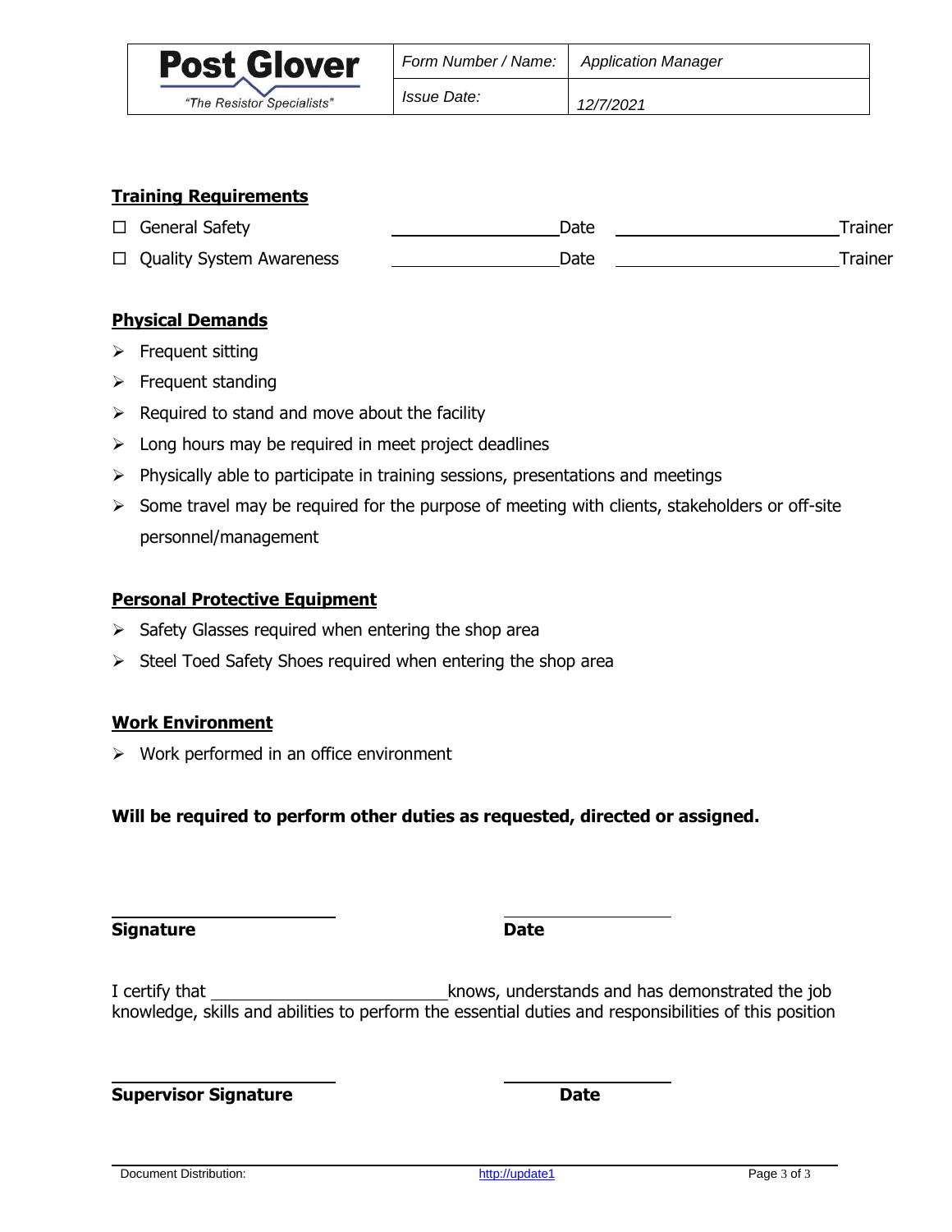**Training Requirements**

- ☐ General Safety \_\_\_\_\_\_\_\_\_\_\_\_\_\_\_\_\_\_\_\_ Date \_\_\_\_\_\_\_\_\_\_\_\_\_\_\_\_\_\_\_\_\_\_\_\_\_\_\_ Trainer
- ☐ Quality System Awareness \_\_\_\_\_\_\_\_\_\_\_\_\_\_\_\_\_\_\_\_ Date \_\_\_\_\_\_\_\_\_\_\_\_\_\_\_\_\_\_\_\_\_\_\_\_\_\_\_ Trainer

**Physical Demands**

- Frequent sitting
- Frequent standing
- Required to stand and move about the facility
- Long hours may be required in meet project deadlines
- Physically able to participate in training sessions, presentations and meetings
- Some travel may be required for the purpose of meeting with clients, stakeholders or off-site personnel/management

**Personal Protective Equipment**

- Safety Glasses required when entering the shop area
- Steel Toed Safety Shoes required when entering the shop area

**Work Environment**

- Work performed in an office environment

**Will be required to perform other duties as requested, directed or assigned.**

\_\_\_\_\_\_\_\_\_\_\_\_\_\_\_\_\_\_\_\_\_\_\_\_\_\_\_ \_\_\_\_\_\_\_\_\_\_\_\_\_\_\_\_\_\_\_\_

**Signature** **Date**

I certify that \_\_\_\_\_\_\_\_\_\_\_\_\_\_\_\_\_\_\_\_\_\_\_\_\_\_\_\_\_ knows, understands and has demonstrated the job knowledge, skills and abilities to perform the essential duties and responsibilities of this position

\_\_\_\_\_\_\_\_\_\_\_\_\_\_\_\_\_\_\_\_\_\_\_\_\_\_\_ \_\_\_\_\_\_\_\_\_\_\_\_\_\_\_\_\_\_\_\_

**Supervisor Signature** **Date**